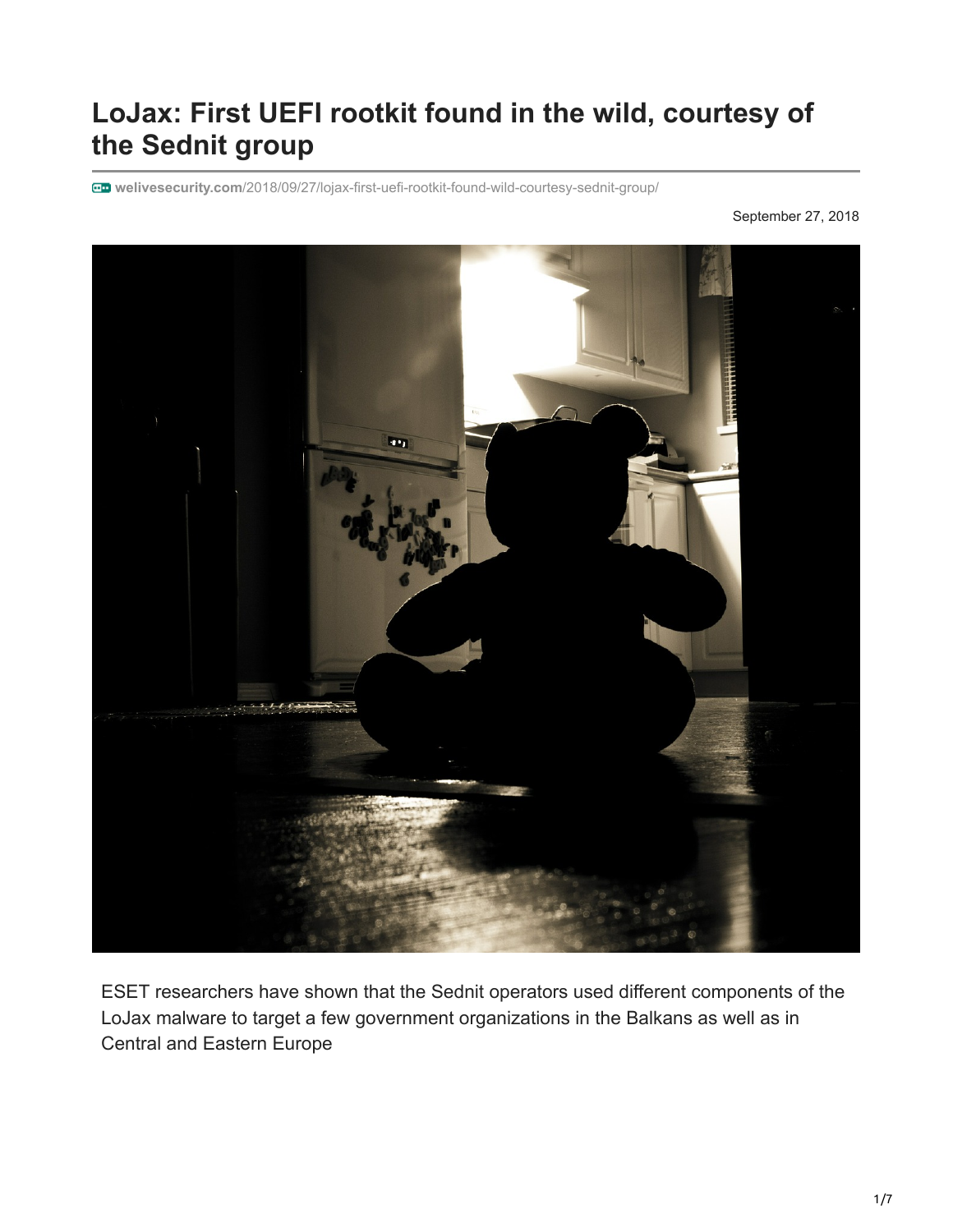# LoJax: First UEFI rootkit found in the wild, courtesy of the Sednit group

welivesecurity.com/2018/09/27/lojax-first-uefi-rootkit-found-wild-courtesy-sednit-group/

September 27, 2018

ESET researchers have shown that the Sednit operators used different components of the LoJax malware to target a few government organizations in the Balkans as well as in Central and Eastern Europe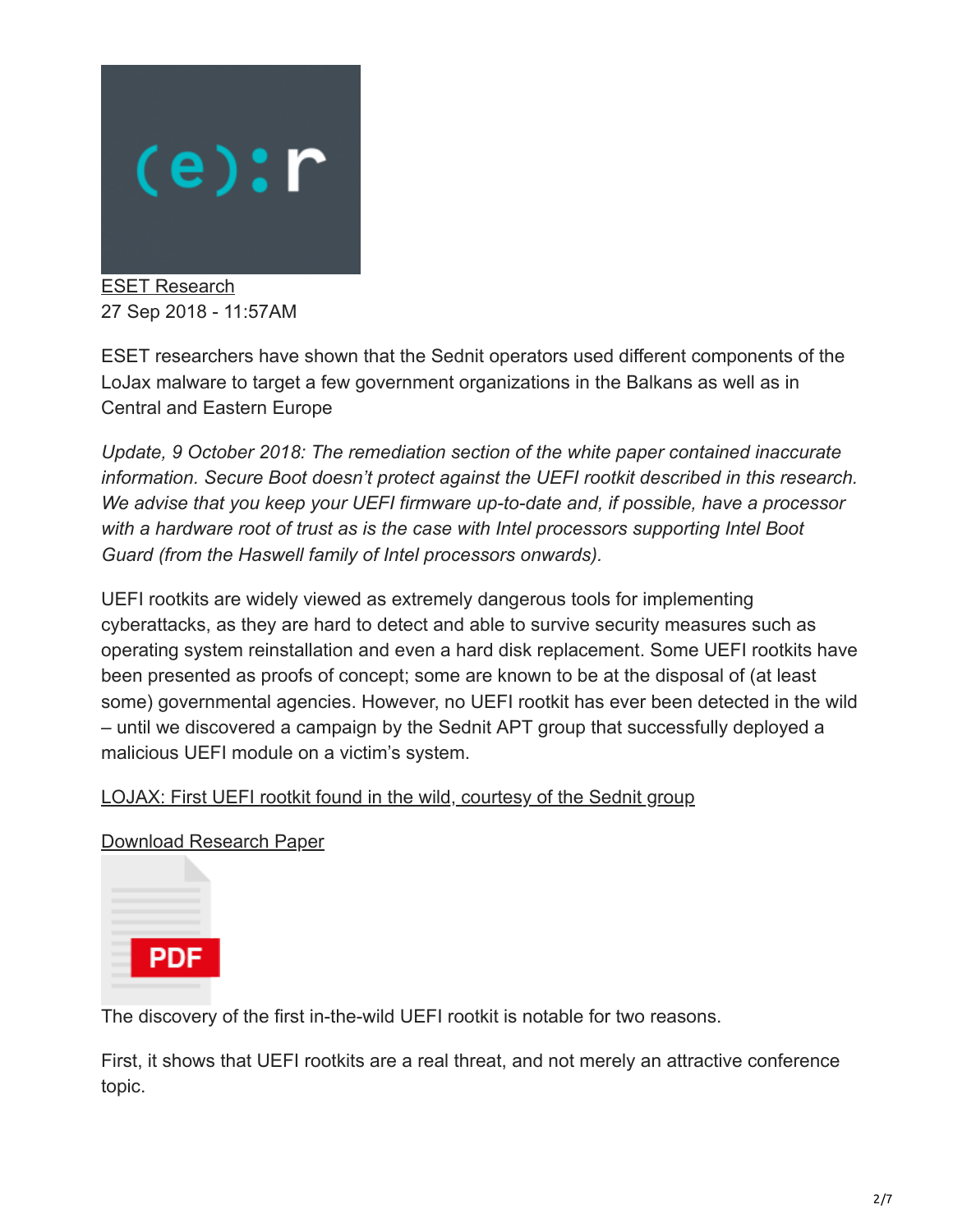ESET Research
27 Sep 2018 - 11:57AM

ESET researchers have shown that the Sednit operators used different components of the LoJax malware to target a few government organizations in the Balkans as well as in Central and Eastern Europe

*Update, 9 October 2018: The remediation section of the white paper contained inaccurate information. Secure Boot doesn't protect against the UEFI rootkit described in this research. We advise that you keep your UEFI firmware up-to-date and, if possible, have a processor with a hardware root of trust as is the case with Intel processors supporting Intel Boot Guard (from the Haswell family of Intel processors onwards).*

UEFI rootkits are widely viewed as extremely dangerous tools for implementing cyberattacks, as they are hard to detect and able to survive security measures such as operating system reinstallation and even a hard disk replacement. Some UEFI rootkits have been presented as proofs of concept; some are known to be at the disposal of (at least some) governmental agencies. However, no UEFI rootkit has ever been detected in the wild – until we discovered a campaign by the Sednit APT group that successfully deployed a malicious UEFI module on a victim's system.

LOJAX: First UEFI rootkit found in the wild, courtesy of the Sednit group

Download Research Paper

PDF

The discovery of the first in-the-wild UEFI rootkit is notable for two reasons.

First, it shows that UEFI rootkits are a real threat, and not merely an attractive conference topic.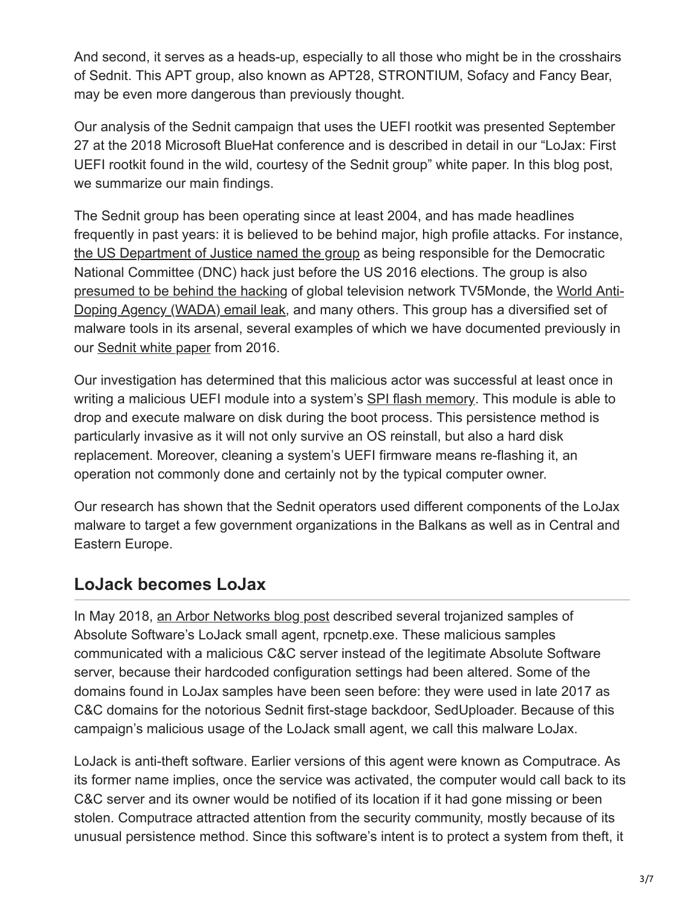And second, it serves as a heads-up, especially to all those who might be in the crosshairs of Sednit. This APT group, also known as APT28, STRONTIUM, Sofacy and Fancy Bear, may be even more dangerous than previously thought.

Our analysis of the Sednit campaign that uses the UEFI rootkit was presented September 27 at the 2018 Microsoft BlueHat conference and is described in detail in our "LoJax: First UEFI rootkit found in the wild, courtesy of the Sednit group" white paper. In this blog post, we summarize our main findings.

The Sednit group has been operating since at least 2004, and has made headlines frequently in past years: it is believed to be behind major, high profile attacks. For instance, the US Department of Justice named the group as being responsible for the Democratic National Committee (DNC) hack just before the US 2016 elections. The group is also presumed to be behind the hacking of global television network TV5Monde, the World Anti-Doping Agency (WADA) email leak, and many others. This group has a diversified set of malware tools in its arsenal, several examples of which we have documented previously in our Sednit white paper from 2016.

Our investigation has determined that this malicious actor was successful at least once in writing a malicious UEFI module into a system's SPI flash memory. This module is able to drop and execute malware on disk during the boot process. This persistence method is particularly invasive as it will not only survive an OS reinstall, but also a hard disk replacement. Moreover, cleaning a system's UEFI firmware means re-flashing it, an operation not commonly done and certainly not by the typical computer owner.

Our research has shown that the Sednit operators used different components of the LoJax malware to target a few government organizations in the Balkans as well as in Central and Eastern Europe.

## LoJack becomes LoJax

In May 2018, an Arbor Networks blog post described several trojanized samples of Absolute Software's LoJack small agent, rpcnetp.exe. These malicious samples communicated with a malicious C&C server instead of the legitimate Absolute Software server, because their hardcoded configuration settings had been altered. Some of the domains found in LoJax samples have been seen before: they were used in late 2017 as C&C domains for the notorious Sednit first-stage backdoor, SedUploader. Because of this campaign's malicious usage of the LoJack small agent, we call this malware LoJax.

LoJack is anti-theft software. Earlier versions of this agent were known as Computrace. As its former name implies, once the service was activated, the computer would call back to its C&C server and its owner would be notified of its location if it had gone missing or been stolen. Computrace attracted attention from the security community, mostly because of its unusual persistence method. Since this software's intent is to protect a system from theft, it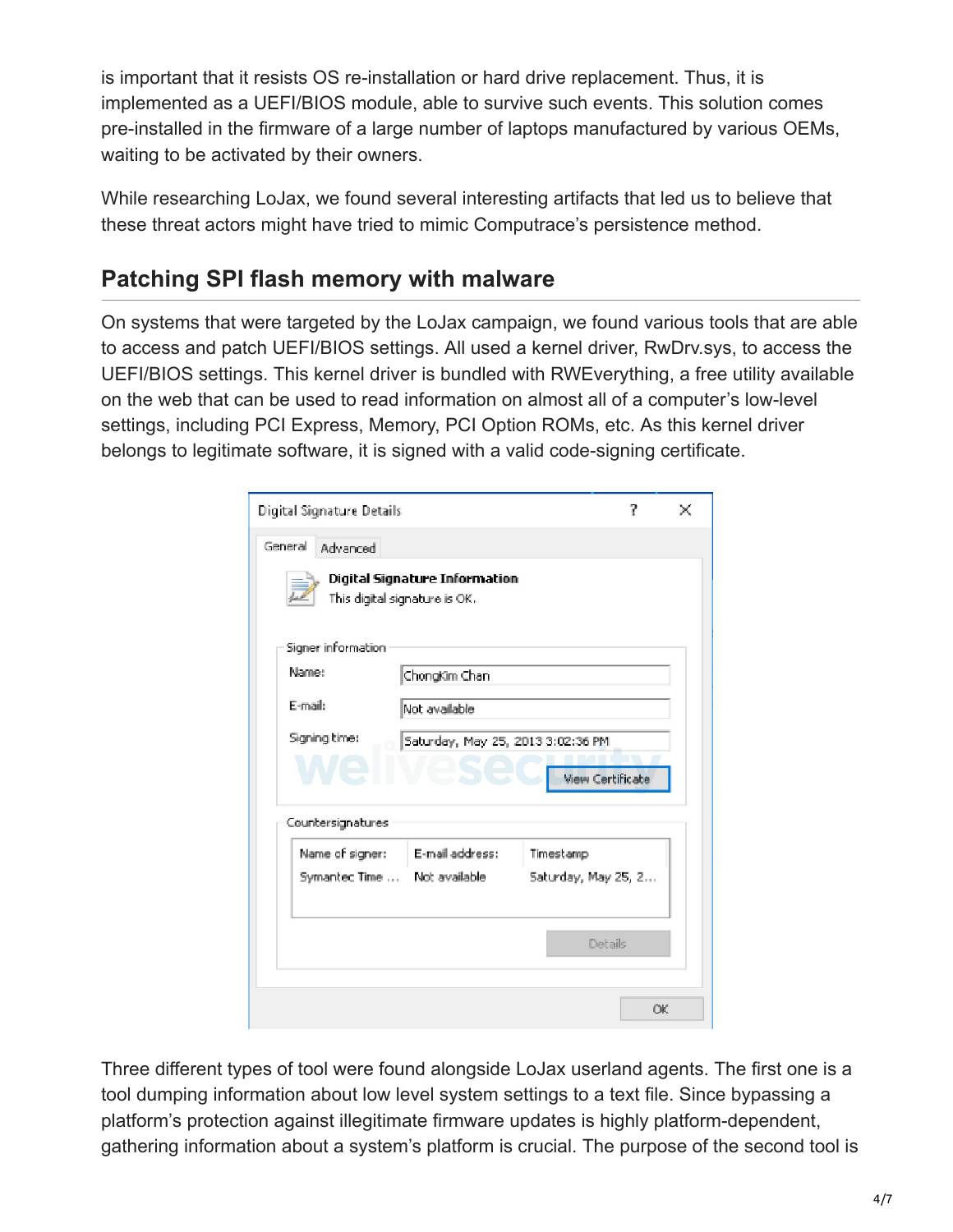is important that it resists OS re-installation or hard drive replacement. Thus, it is implemented as a UEFI/BIOS module, able to survive such events. This solution comes pre-installed in the firmware of a large number of laptops manufactured by various OEMs, waiting to be activated by their owners.

While researching LoJax, we found several interesting artifacts that led us to believe that these threat actors might have tried to mimic Computrace's persistence method.

## Patching SPI flash memory with malware

On systems that were targeted by the LoJax campaign, we found various tools that are able to access and patch UEFI/BIOS settings. All used a kernel driver, RwDrv.sys, to access the UEFI/BIOS settings. This kernel driver is bundled with RWEverything, a free utility available on the web that can be used to read information on almost all of a computer's low-level settings, including PCI Express, Memory, PCI Option ROMs, etc. As this kernel driver belongs to legitimate software, it is signed with a valid code-signing certificate.

Three different types of tool were found alongside LoJax userland agents. The first one is a tool dumping information about low level system settings to a text file. Since bypassing a platform's protection against illegitimate firmware updates is highly platform-dependent, gathering information about a system's platform is crucial. The purpose of the second tool is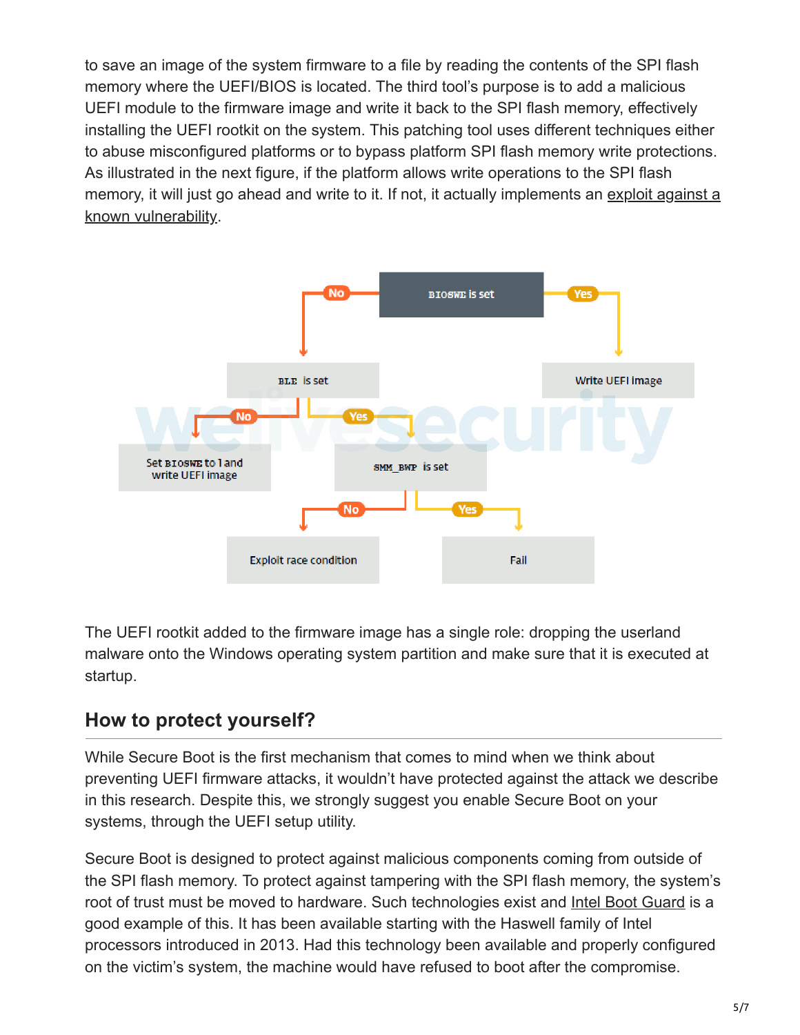to save an image of the system firmware to a file by reading the contents of the SPI flash memory where the UEFI/BIOS is located. The third tool's purpose is to add a malicious UEFI module to the firmware image and write it back to the SPI flash memory, effectively installing the UEFI rootkit on the system. This patching tool uses different techniques either to abuse misconfigured platforms or to bypass platform SPI flash memory write protections. As illustrated in the next figure, if the platform allows write operations to the SPI flash memory, it will just go ahead and write to it. If not, it actually implements an exploit against a known vulnerability.

The UEFI rootkit added to the firmware image has a single role: dropping the userland malware onto the Windows operating system partition and make sure that it is executed at startup.

## How to protect yourself?

While Secure Boot is the first mechanism that comes to mind when we think about preventing UEFI firmware attacks, it wouldn't have protected against the attack we describe in this research. Despite this, we strongly suggest you enable Secure Boot on your systems, through the UEFI setup utility.

Secure Boot is designed to protect against malicious components coming from outside of the SPI flash memory. To protect against tampering with the SPI flash memory, the system's root of trust must be moved to hardware. Such technologies exist and Intel Boot Guard is a good example of this. It has been available starting with the Haswell family of Intel processors introduced in 2013. Had this technology been available and properly configured on the victim's system, the machine would have refused to boot after the compromise.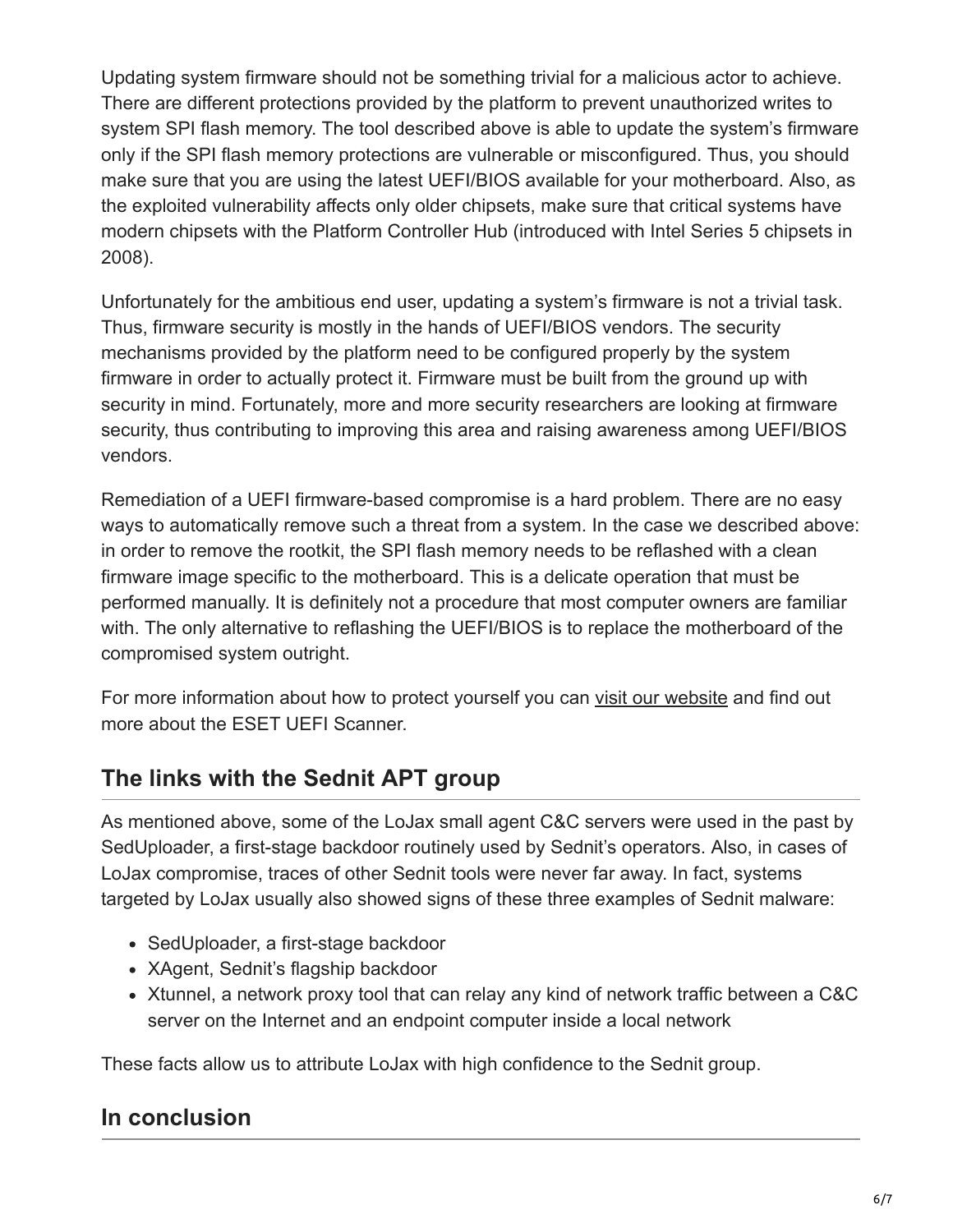Updating system firmware should not be something trivial for a malicious actor to achieve. There are different protections provided by the platform to prevent unauthorized writes to system SPI flash memory. The tool described above is able to update the system's firmware only if the SPI flash memory protections are vulnerable or misconfigured. Thus, you should make sure that you are using the latest UEFI/BIOS available for your motherboard. Also, as the exploited vulnerability affects only older chipsets, make sure that critical systems have modern chipsets with the Platform Controller Hub (introduced with Intel Series 5 chipsets in 2008).

Unfortunately for the ambitious end user, updating a system's firmware is not a trivial task. Thus, firmware security is mostly in the hands of UEFI/BIOS vendors. The security mechanisms provided by the platform need to be configured properly by the system firmware in order to actually protect it. Firmware must be built from the ground up with security in mind. Fortunately, more and more security researchers are looking at firmware security, thus contributing to improving this area and raising awareness among UEFI/BIOS vendors.

Remediation of a UEFI firmware-based compromise is a hard problem. There are no easy ways to automatically remove such a threat from a system. In the case we described above: in order to remove the rootkit, the SPI flash memory needs to be reflashed with a clean firmware image specific to the motherboard. This is a delicate operation that must be performed manually. It is definitely not a procedure that most computer owners are familiar with. The only alternative to reflashing the UEFI/BIOS is to replace the motherboard of the compromised system outright.

For more information about how to protect yourself you can visit our website and find out more about the ESET UEFI Scanner.

## The links with the Sednit APT group

As mentioned above, some of the LoJax small agent C&C servers were used in the past by SedUploader, a first-stage backdoor routinely used by Sednit's operators. Also, in cases of LoJax compromise, traces of other Sednit tools were never far away. In fact, systems targeted by LoJax usually also showed signs of these three examples of Sednit malware:

- SedUploader, a first-stage backdoor
- XAgent, Sednit's flagship backdoor
- Xtunnel, a network proxy tool that can relay any kind of network traffic between a C&C server on the Internet and an endpoint computer inside a local network

These facts allow us to attribute LoJax with high confidence to the Sednit group.

## In conclusion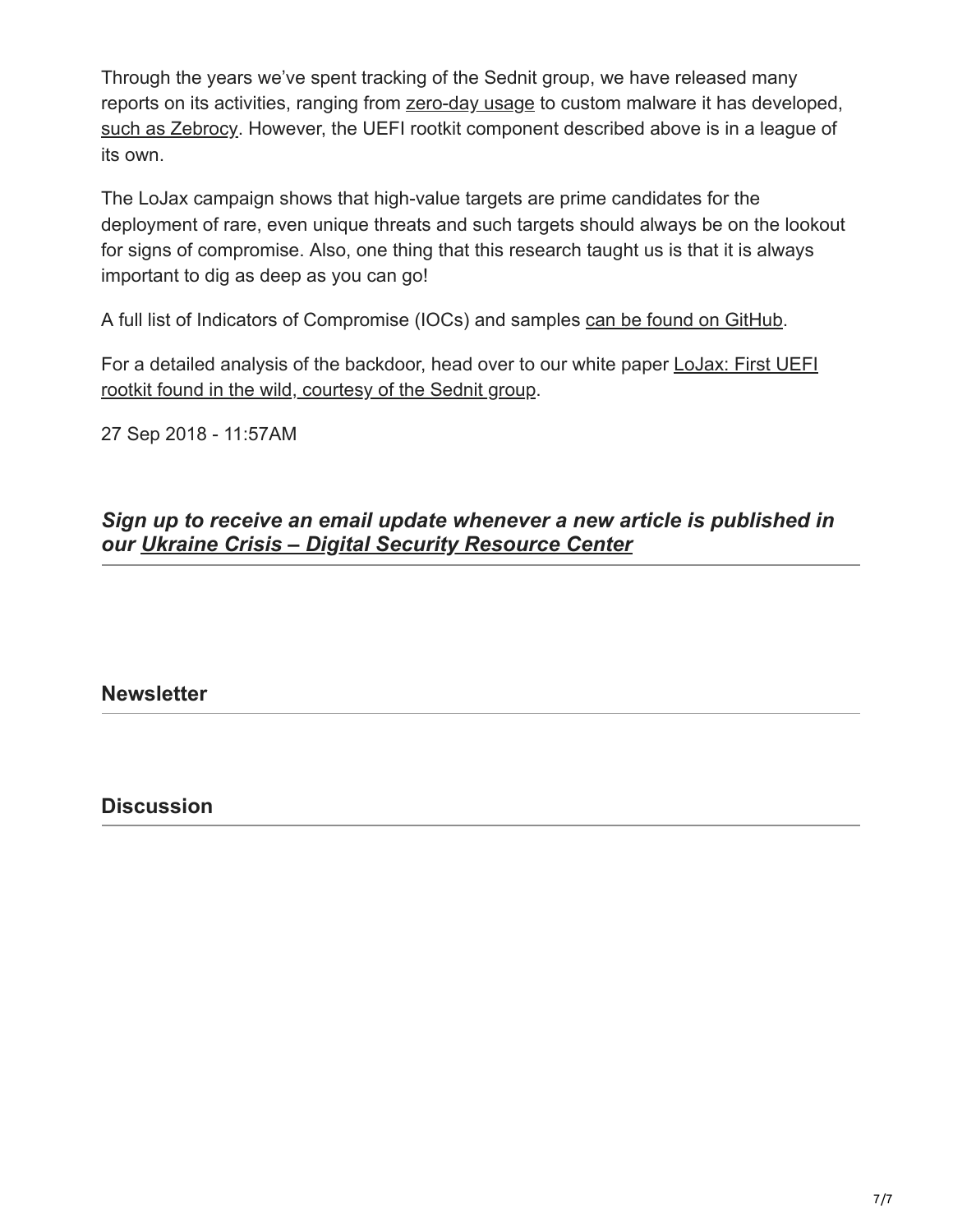Through the years we've spent tracking of the Sednit group, we have released many reports on its activities, ranging from zero-day usage to custom malware it has developed, such as Zebrocy. However, the UEFI rootkit component described above is in a league of its own.

The LoJax campaign shows that high-value targets are prime candidates for the deployment of rare, even unique threats and such targets should always be on the lookout for signs of compromise. Also, one thing that this research taught us is that it is always important to dig as deep as you can go!

A full list of Indicators of Compromise (IOCs) and samples can be found on GitHub.

For a detailed analysis of the backdoor, head over to our white paper LoJax: First UEFI rootkit found in the wild, courtesy of the Sednit group.

27 Sep 2018 - 11:57AM

***Sign up to receive an email update whenever a new article is published in our Ukraine Crisis – Digital Security Resource Center***

---

**Newsletter**

---

**Discussion**

---